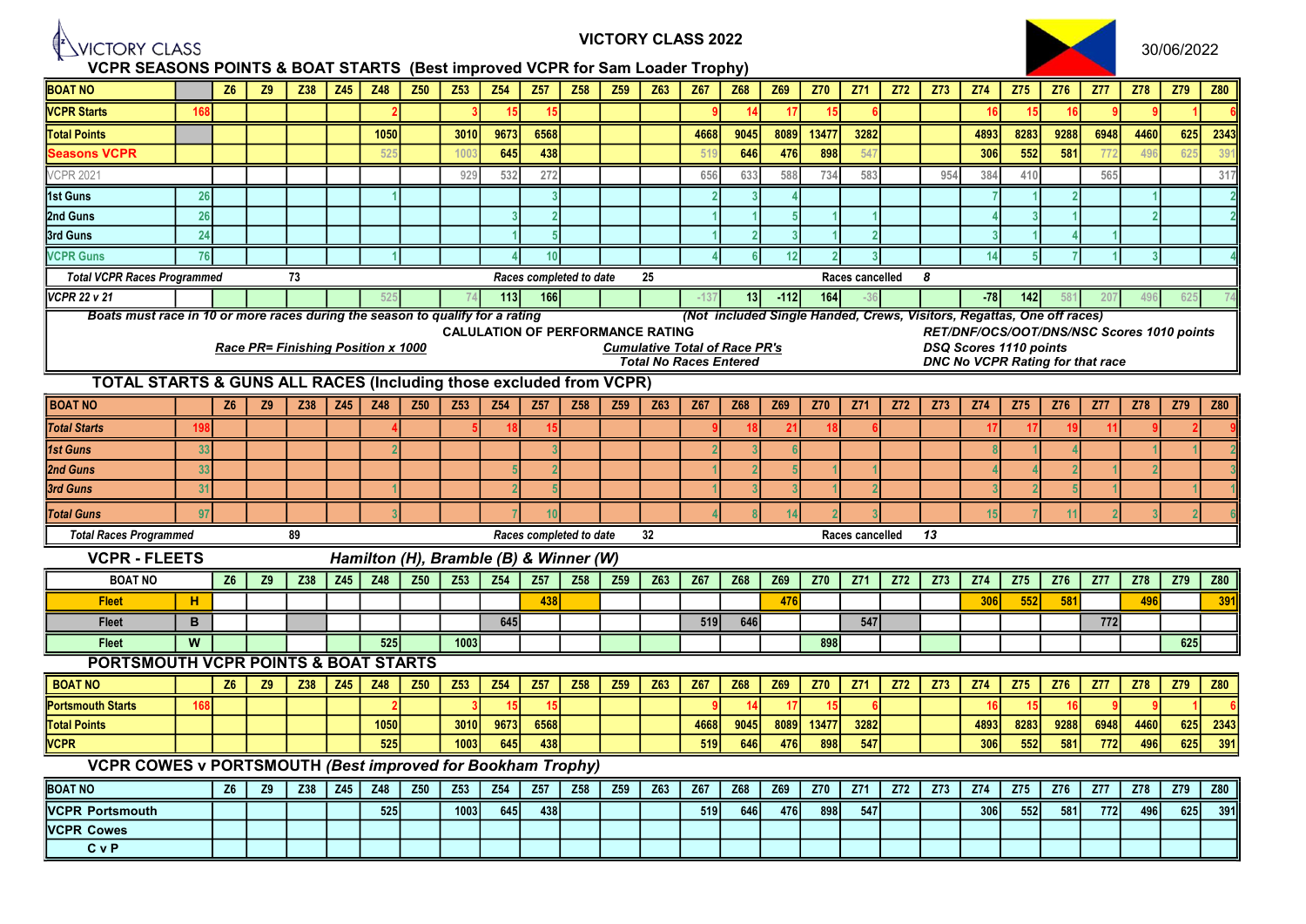# VICTORY CLASS 2022

VICTORY CLASS

30/06/2022

## VCPR SEASONS POINTS & BOAT STARTS (Best improved VCPR for Sam Loader Trophy)

| BOAT NO | | Z6 | Z9 | Z38 | Z45 | Z48 | Z50 | Z53 | Z54 | Z57 | Z58 | Z59 | Z63 | Z67 | Z68 | Z69 | Z70 | Z71 | Z72 | Z73 | Z74 | Z75 | Z76 | Z77 | Z78 | Z79 | Z80 |
|---|---|---|---|---|---|---|---|---|---|---|---|---|---|---|---|---|---|---|---|---|---|---|---|---|---|---|---|
| VCPR Starts | 168 | | | | | 2 | | 3 | 15 | 15 | | | | 9 | 14 | 17 | 15 | 6 | | | 16 | 15 | 16 | 9 | 9 | 1 | 6 |
| Total Points | | | | | | 1050 | | 3010 | 9673 | 6568 | | | | 4668 | 9045 | 8089 | 13477 | 3282 | | | 4893 | 8283 | 9288 | 6948 | 4460 | 625 | 2343 |
| Seasons VCPR | | | | | | 525 | | 1003 | 645 | 438 | | | | 519 | 646 | 476 | 898 | 547 | | | 306 | 552 | 581 | 772 | 496 | 625 | 391 |
| VCPR 2021 | | | | | | | | 929 | 532 | 272 | | | | 656 | 633 | 588 | 734 | 583 | | 954 | 384 | 410 | | 565 | | | 317 |
| 1st Guns | 26 | | | | | 1 | | | | 3 | | | | 2 | 3 | 4 | | | | | 7 | 1 | 2 | | 1 | | 2 |
| 2nd Guns | 26 | | | | | | | | 3 | 2 | | | | 1 | 1 | 5 | 1 | 1 | | | 4 | 3 | 1 | | 2 | | 2 |
| 3rd Guns | 24 | | | | | | | | 1 | 5 | | | | 1 | 2 | 3 | 1 | 2 | | | 3 | 1 | 4 | 1 | | | |
| VCPR Guns | 76 | | | | | 1 | | | 4 | 10 | | | | 4 | 6 | 12 | 2 | 3 | | | 14 | 5 | 7 | 1 | 3 | | 4 |
| Total VCPR Races Programmed | | | 73 | | | | | | Races completed to date | | | 25 | | | | | Races cancelled | | 8 | | | | | | | | |
| VCPR 22 v 21 | | | | | | 525 | | 74 | 113 | 166 | | | | -137 | 13 | -112 | 164 | -36 | | | -78 | 142 | 581 | 207 | 496 | 625 | 74 |

*Boats must race in 10 or more races during the season to qualify for a rating* *(Not included Single Handed, Crews, Visitors, Regattas, One off races)*

**CALULATION OF PERFORMANCE RATING**

*Race PR= Finishing Position x 1000*

*Cumulative Total of Race PR's / Total No Races Entered*

*RET/DNF/OCS/OOT/DNS/NSC Scores 1010 points*
*DSQ Scores 1110 points*
*DNC No VCPR Rating for that race*

## TOTAL STARTS & GUNS ALL RACES (Including those excluded from VCPR)

| BOAT NO | | Z6 | Z9 | Z38 | Z45 | Z48 | Z50 | Z53 | Z54 | Z57 | Z58 | Z59 | Z63 | Z67 | Z68 | Z69 | Z70 | Z71 | Z72 | Z73 | Z74 | Z75 | Z76 | Z77 | Z78 | Z79 | Z80 |
|---|---|---|---|---|---|---|---|---|---|---|---|---|---|---|---|---|---|---|---|---|---|---|---|---|---|---|---|
| Total Starts | 198 | | | | | 4 | | 5 | 18 | 15 | | | | 9 | 18 | 21 | 18 | 6 | | | 17 | 17 | 19 | 11 | 9 | 2 | 9 |
| 1st Guns | 33 | | | | | 2 | | | | 3 | | | | 2 | 3 | 6 | | | | | 8 | 1 | 4 | | 1 | 1 | 2 |
| 2nd Guns | 33 | | | | | | | | 5 | 2 | | | | 1 | 2 | 5 | 1 | 1 | | | 4 | 4 | 2 | 1 | 2 | | 3 |
| 3rd Guns | 31 | | | | | 1 | | | 2 | 5 | | | | 1 | 3 | 3 | 1 | 2 | | | 3 | 2 | 5 | 1 | | 1 | 1 |
| Total Guns | 97 | | | | | 3 | | | 7 | 10 | | | | 4 | 8 | 14 | 2 | 3 | | | 15 | 7 | 11 | 2 | 3 | 2 | 6 |
| Total Races Programmed | | | 89 | | | | | | Races completed to date | | | 32 | | | | | Races cancelled | | 13 | | | | | | | | |

## VCPR - FLEETS *Hamilton (H), Bramble (B) & Winner (W)*

| BOAT NO | | Z6 | Z9 | Z38 | Z45 | Z48 | Z50 | Z53 | Z54 | Z57 | Z58 | Z59 | Z63 | Z67 | Z68 | Z69 | Z70 | Z71 | Z72 | Z73 | Z74 | Z75 | Z76 | Z77 | Z78 | Z79 | Z80 |
|---|---|---|---|---|---|---|---|---|---|---|---|---|---|---|---|---|---|---|---|---|---|---|---|---|---|---|---|
| Fleet | H | | | | | | | | | 438 | | | | | | 476 | | | | | 306 | 552 | 581 | | 496 | | 391 |
| Fleet | B | | | | | | | | 645 | | | | | 519 | 646 | | | 547 | | | | | | 772 | | | |
| Fleet | W | | | | | 525 | | 1003 | | | | | | | | | 898 | | | | | | | | | 625 | |

## PORTSMOUTH VCPR POINTS & BOAT STARTS

| BOAT NO | | Z6 | Z9 | Z38 | Z45 | Z48 | Z50 | Z53 | Z54 | Z57 | Z58 | Z59 | Z63 | Z67 | Z68 | Z69 | Z70 | Z71 | Z72 | Z73 | Z74 | Z75 | Z76 | Z77 | Z78 | Z79 | Z80 |
|---|---|---|---|---|---|---|---|---|---|---|---|---|---|---|---|---|---|---|---|---|---|---|---|---|---|---|---|
| Portsmouth Starts | 168 | | | | | 2 | | 3 | 15 | 15 | | | | 9 | 14 | 17 | 15 | 6 | | | 16 | 15 | 16 | 9 | 9 | 1 | 6 |
| Total Points | | | | | | 1050 | | 3010 | 9673 | 6568 | | | | 4668 | 9045 | 8089 | 13477 | 3282 | | | 4893 | 8283 | 9288 | 6948 | 4460 | 625 | 2343 |
| VCPR | | | | | | 525 | | 1003 | 645 | 438 | | | | 519 | 646 | 476 | 898 | 547 | | | 306 | 552 | 581 | 772 | 496 | 625 | 391 |

## VCPR COWES v PORTSMOUTH *(Best improved for Bookham Trophy)*

| BOAT NO | Z6 | Z9 | Z38 | Z45 | Z48 | Z50 | Z53 | Z54 | Z57 | Z58 | Z59 | Z63 | Z67 | Z68 | Z69 | Z70 | Z71 | Z72 | Z73 | Z74 | Z75 | Z76 | Z77 | Z78 | Z79 | Z80 |
|---|---|---|---|---|---|---|---|---|---|---|---|---|---|---|---|---|---|---|---|---|---|---|---|---|---|---|
| VCPR Portsmouth | | | | | 525 | | 1003 | 645 | 438 | | | | 519 | 646 | 476 | 898 | 547 | | | 306 | 552 | 581 | 772 | 496 | 625 | 391 |
| VCPR Cowes | | | | | | | | | | | | | | | | | | | | | | | | | | |
| C v P | | | | | | | | | | | | | | | | | | | | | | | | | | |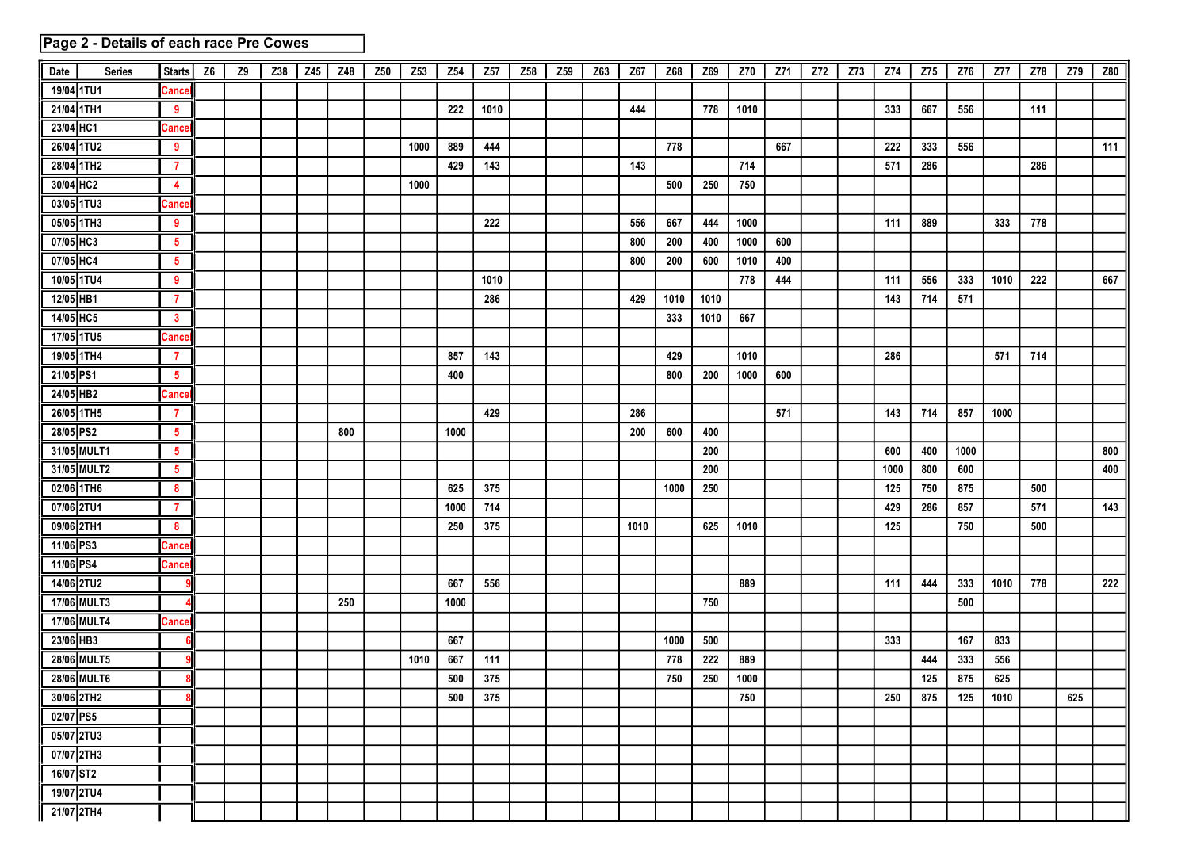## Page 2 - Details of each race Pre Cowes

| Date | Series | Starts | Z6 | Z9 | Z38 | Z45 | Z48 | Z50 | Z53 | Z54 | Z57 | Z58 | Z59 | Z63 | Z67 | Z68 | Z69 | Z70 | Z71 | Z72 | Z73 | Z74 | Z75 | Z76 | Z77 | Z78 | Z79 | Z80 |
|---|---|---|---|---|---|---|---|---|---|---|---|---|---|---|---|---|---|---|---|---|---|---|---|---|---|---|---|---|
| 19/04 | 1TU1 | Cancel | | | | | | | | | | | | | | | | | | | | | | | | | | |
| 21/04 | 1TH1 | 9 | | | | | | | | 222 | 1010 | | | | 444 | | 778 | 1010 | | | | 333 | 667 | 556 | | 111 | | |
| 23/04 | HC1 | Cancel | | | | | | | | | | | | | | | | | | | | | | | | | | |
| 26/04 | 1TU2 | 9 | | | | | | | 1000 | 889 | 444 | | | | | 778 | | | 667 | | | 222 | 333 | 556 | | | | 111 |
| 28/04 | 1TH2 | 7 | | | | | | | | 429 | 143 | | | | 143 | | | 714 | | | | 571 | 286 | | | 286 | | |
| 30/04 | HC2 | 4 | | | | | | | 1000 | | | | | | | 500 | 250 | 750 | | | | | | | | | | |
| 03/05 | 1TU3 | Cancel | | | | | | | | | | | | | | | | | | | | | | | | | | |
| 05/05 | 1TH3 | 9 | | | | | | | | | 222 | | | | 556 | 667 | 444 | 1000 | | | | 111 | 889 | | 333 | 778 | | |
| 07/05 | HC3 | 5 | | | | | | | | | | | | | 800 | 200 | 400 | 1000 | 600 | | | | | | | | | |
| 07/05 | HC4 | 5 | | | | | | | | | | | | | 800 | 200 | 600 | 1010 | 400 | | | | | | | | | |
| 10/05 | 1TU4 | 9 | | | | | | | | | 1010 | | | | | | | 778 | 444 | | | 111 | 556 | 333 | 1010 | 222 | | 667 |
| 12/05 | HB1 | 7 | | | | | | | | | 286 | | | | 429 | 1010 | 1010 | | | | | 143 | 714 | 571 | | | | |
| 14/05 | HC5 | 3 | | | | | | | | | | | | | | 333 | 1010 | 667 | | | | | | | | | | |
| 17/05 | 1TU5 | Cancel | | | | | | | | | | | | | | | | | | | | | | | | | | |
| 19/05 | 1TH4 | 7 | | | | | | | | 857 | 143 | | | | | 429 | | 1010 | | | | 286 | | | 571 | 714 | | |
| 21/05 | PS1 | 5 | | | | | | | | 400 | | | | | | 800 | 200 | 1000 | 600 | | | | | | | | | |
| 24/05 | HB2 | Cancel | | | | | | | | | | | | | | | | | | | | | | | | | | |
| 26/05 | 1TH5 | 7 | | | | | | | | | 429 | | | | 286 | | | | 571 | | | 143 | 714 | 857 | 1000 | | | |
| 28/05 | PS2 | 5 | | | | | 800 | | | 1000 | | | | | 200 | 600 | 400 | | | | | | | | | | | |
| 31/05 | MULT1 | 5 | | | | | | | | | | | | | | | 200 | | | | | 600 | 400 | 1000 | | | | 800 |
| 31/05 | MULT2 | 5 | | | | | | | | | | | | | | | 200 | | | | | 1000 | 800 | 600 | | | | 400 |
| 02/06 | 1TH6 | 8 | | | | | | | | 625 | 375 | | | | | 1000 | 250 | | | | | 125 | 750 | 875 | | 500 | | |
| 07/06 | 2TU1 | 7 | | | | | | | | 1000 | 714 | | | | | | | | | | | 429 | 286 | 857 | | 571 | | 143 |
| 09/06 | 2TH1 | 8 | | | | | | | | 250 | 375 | | | | 1010 | | 625 | 1010 | | | | 125 | | 750 | | 500 | | |
| 11/06 | PS3 | Cancel | | | | | | | | | | | | | | | | | | | | | | | | | | |
| 11/06 | PS4 | Cancel | | | | | | | | | | | | | | | | | | | | | | | | | | |
| 14/06 | 2TU2 | 9 | | | | | | | | 667 | 556 | | | | | | | 889 | | | | 111 | 444 | 333 | 1010 | 778 | | 222 |
| 17/06 | MULT3 | 4 | | | | | 250 | | | 1000 | | | | | | | 750 | | | | | | | 500 | | | | |
| 17/06 | MULT4 | Cancel | | | | | | | | | | | | | | | | | | | | | | | | | | |
| 23/06 | HB3 | 6 | | | | | | | | 667 | | | | | | 1000 | 500 | | | | | 333 | | 167 | 833 | | | |
| 28/06 | MULT5 | 9 | | | | | | | 1010 | 667 | 111 | | | | | 778 | 222 | 889 | | | | | 444 | 333 | 556 | | | |
| 28/06 | MULT6 | 8 | | | | | | | | 500 | 375 | | | | | 750 | 250 | 1000 | | | | | 125 | 875 | 625 | | | |
| 30/06 | 2TH2 | 8 | | | | | | | | 500 | 375 | | | | | | | 750 | | | | 250 | 875 | 125 | 1010 | | 625 | |
| 02/07 | PS5 | | | | | | | | | | | | | | | | | | | | | | | | | | | |
| 05/07 | 2TU3 | | | | | | | | | | | | | | | | | | | | | | | | | | | |
| 07/07 | 2TH3 | | | | | | | | | | | | | | | | | | | | | | | | | | | |
| 16/07 | ST2 | | | | | | | | | | | | | | | | | | | | | | | | | | | |
| 19/07 | 2TU4 | | | | | | | | | | | | | | | | | | | | | | | | | | | |
| 21/07 | 2TH4 | | | | | | | | | | | | | | | | | | | | | | | | | | | |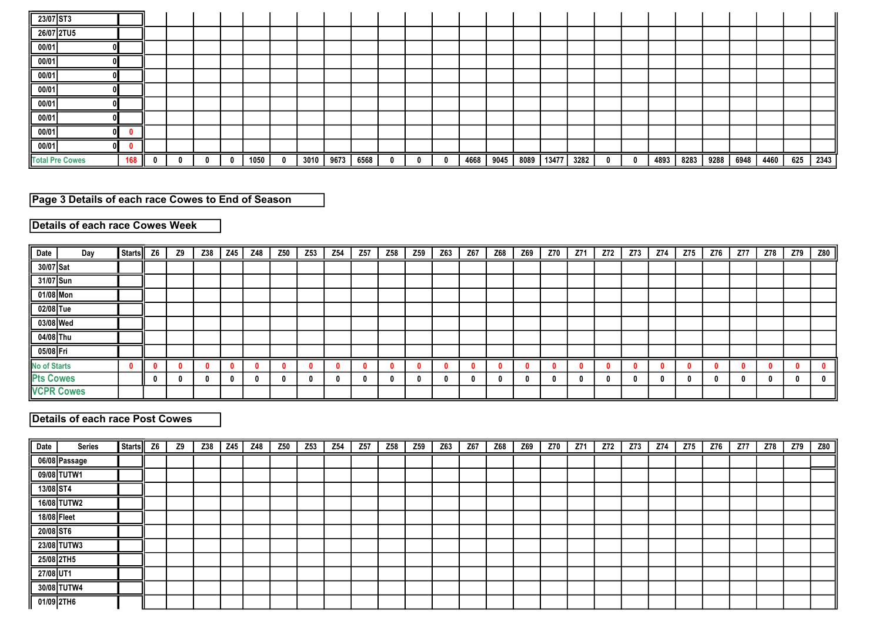| Date | Series | | Starts | Z6 | Z9 | Z38 | Z45 | Z48 | Z50 | Z53 | Z54 | Z57 | Z58 | Z59 | Z63 | Z67 | Z68 | Z69 | Z70 | Z71 | Z72 | Z73 | Z74 | Z75 | Z76 | Z77 | Z78 | Z79 | Z80 |
|---|---|---|---|---|---|---|---|---|---|---|---|---|---|---|---|---|---|---|---|---|---|---|---|---|---|---|---|---|---|
| 23/07 | ST3 | | | | | | | | | | | | | | | | | | | | | | | | | | | | |
| 26/07 | 2TU5 | | | | | | | | | | | | | | | | | | | | | | | | | | | | |
| 00/01 | | 0 | | | | | | | | | | | | | | | | | | | | | | | | | | | |
| 00/01 | | 0 | | | | | | | | | | | | | | | | | | | | | | | | | | | |
| 00/01 | | 0 | | | | | | | | | | | | | | | | | | | | | | | | | | | |
| 00/01 | | 0 | | | | | | | | | | | | | | | | | | | | | | | | | | | |
| 00/01 | | 0 | | | | | | | | | | | | | | | | | | | | | | | | | | | |
| 00/01 | | 0 | | | | | | | | | | | | | | | | | | | | | | | | | | | |
| 00/01 | | 0 | 0 | | | | | | | | | | | | | | | | | | | | | | | | | | |
| 00/01 | | 0 | 0 | | | | | | | | | | | | | | | | | | | | | | | | | | |
| Total Pre Cowes | | | 168 | 0 | 0 | 0 | 0 | 1050 | 0 | 3010 | 9673 | 6568 | 0 | 0 | 0 | 4668 | 9045 | 8089 | 13477 | 3282 | 0 | 0 | 4893 | 8283 | 9288 | 6948 | 4460 | 625 | 2343 |

## Page 3 Details of each race Cowes to End of Season

### Details of each race Cowes Week

| Date | Day | Starts | Z6 | Z9 | Z38 | Z45 | Z48 | Z50 | Z53 | Z54 | Z57 | Z58 | Z59 | Z63 | Z67 | Z68 | Z69 | Z70 | Z71 | Z72 | Z73 | Z74 | Z75 | Z76 | Z77 | Z78 | Z79 | Z80 |
|---|---|---|---|---|---|---|---|---|---|---|---|---|---|---|---|---|---|---|---|---|---|---|---|---|---|---|---|---|
| 30/07 | Sat | | | | | | | | | | | | | | | | | | | | | | | | | | | |
| 31/07 | Sun | | | | | | | | | | | | | | | | | | | | | | | | | | | |
| 01/08 | Mon | | | | | | | | | | | | | | | | | | | | | | | | | | | |
| 02/08 | Tue | | | | | | | | | | | | | | | | | | | | | | | | | | | |
| 03/08 | Wed | | | | | | | | | | | | | | | | | | | | | | | | | | | |
| 04/08 | Thu | | | | | | | | | | | | | | | | | | | | | | | | | | | |
| 05/08 | Fri | | | | | | | | | | | | | | | | | | | | | | | | | | | |
| No of Starts | | 0 | 0 | 0 | 0 | 0 | 0 | 0 | 0 | 0 | 0 | 0 | 0 | 0 | 0 | 0 | 0 | 0 | 0 | 0 | 0 | 0 | 0 | 0 | 0 | 0 | 0 | 0 |
| Pts Cowes | | | 0 | 0 | 0 | 0 | 0 | 0 | 0 | 0 | 0 | 0 | 0 | 0 | 0 | 0 | 0 | 0 | 0 | 0 | 0 | 0 | 0 | 0 | 0 | 0 | 0 | 0 |
| VCPR Cowes | | | | | | | | | | | | | | | | | | | | | | | | | | | | |

### Details of each race Post Cowes

| Date | Series | Starts | Z6 | Z9 | Z38 | Z45 | Z48 | Z50 | Z53 | Z54 | Z57 | Z58 | Z59 | Z63 | Z67 | Z68 | Z69 | Z70 | Z71 | Z72 | Z73 | Z74 | Z75 | Z76 | Z77 | Z78 | Z79 | Z80 |
|---|---|---|---|---|---|---|---|---|---|---|---|---|---|---|---|---|---|---|---|---|---|---|---|---|---|---|---|---|
| 06/08 | Passage | | | | | | | | | | | | | | | | | | | | | | | | | | | |
| 09/08 | TUTW1 | | | | | | | | | | | | | | | | | | | | | | | | | | | |
| 13/08 | ST4 | | | | | | | | | | | | | | | | | | | | | | | | | | | |
| 16/08 | TUTW2 | | | | | | | | | | | | | | | | | | | | | | | | | | | |
| 18/08 | Fleet | | | | | | | | | | | | | | | | | | | | | | | | | | | |
| 20/08 | ST6 | | | | | | | | | | | | | | | | | | | | | | | | | | | |
| 23/08 | TUTW3 | | | | | | | | | | | | | | | | | | | | | | | | | | | |
| 25/08 | 2TH5 | | | | | | | | | | | | | | | | | | | | | | | | | | | |
| 27/08 | UT1 | | | | | | | | | | | | | | | | | | | | | | | | | | | |
| 30/08 | TUTW4 | | | | | | | | | | | | | | | | | | | | | | | | | | | |
| 01/09 | 2TH6 | | | | | | | | | | | | | | | | | | | | | | | | | | | |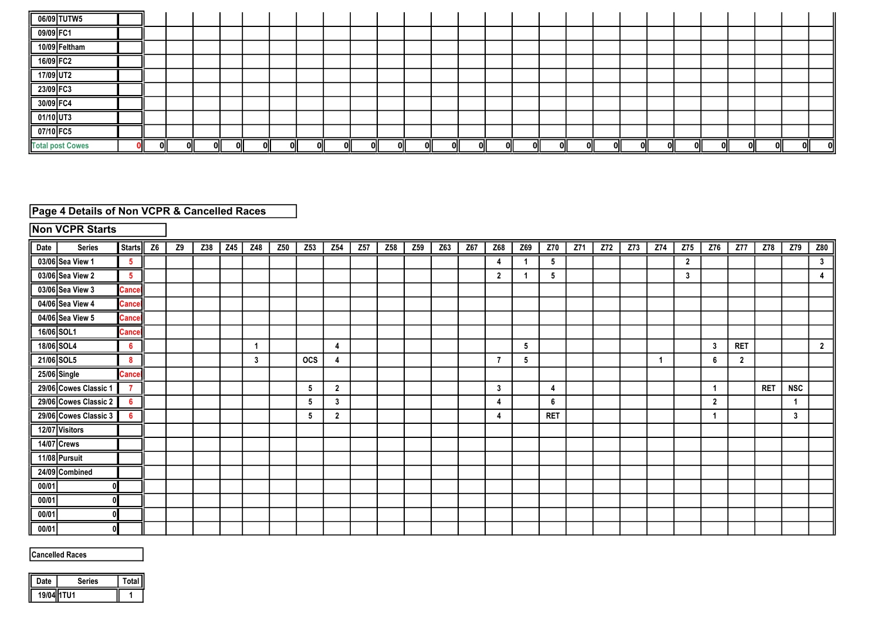| | | | | | | | | | | | | | | | | | | | | | | | | | | | | |
|---|---|---|---|---|---|---|---|---|---|---|---|---|---|---|---|---|---|---|---|---|---|---|---|---|---|---|---|---|
| 06/09 | TUTW5 | | | | | | | | | | | | | | | | | | | | | | | | | | | |
| 09/09 | FC1 | | | | | | | | | | | | | | | | | | | | | | | | | | | |
| 10/09 | Feltham | | | | | | | | | | | | | | | | | | | | | | | | | | | |
| 16/09 | FC2 | | | | | | | | | | | | | | | | | | | | | | | | | | | |
| 17/09 | UT2 | | | | | | | | | | | | | | | | | | | | | | | | | | | |
| 23/09 | FC3 | | | | | | | | | | | | | | | | | | | | | | | | | | | |
| 30/09 | FC4 | | | | | | | | | | | | | | | | | | | | | | | | | | | |
| 01/10 | UT3 | | | | | | | | | | | | | | | | | | | | | | | | | | | |
| 07/10 | FC5 | | | | | | | | | | | | | | | | | | | | | | | | | | | |
| Total post Cowes | | 0 | 0 | 0 | 0 | 0 | 0 | 0 | 0 | 0 | 0 | 0 | 0 | 0 | 0 | 0 | 0 | 0 | 0 | 0 | 0 | 0 | 0 | 0 | 0 | 0 | 0 | 0 |

## Page 4 Details of Non VCPR & Cancelled Races

### Non VCPR Starts

| Date | Series | Starts | Z6 | Z9 | Z38 | Z45 | Z48 | Z50 | Z53 | Z54 | Z57 | Z58 | Z59 | Z63 | Z67 | Z68 | Z69 | Z70 | Z71 | Z72 | Z73 | Z74 | Z75 | Z76 | Z77 | Z78 | Z79 | Z80 |
|---|---|---|---|---|---|---|---|---|---|---|---|---|---|---|---|---|---|---|---|---|---|---|---|---|---|---|---|---|
| 03/06 | Sea View 1 | 5 | | | | | | | | | | | | | | 4 | 1 | 5 | | | | | 2 | | | | | 3 |
| 03/06 | Sea View 2 | 5 | | | | | | | | | | | | | | 2 | 1 | 5 | | | | | 3 | | | | | 4 |
| 03/06 | Sea View 3 | Cancel | | | | | | | | | | | | | | | | | | | | | | | | | | |
| 04/06 | Sea View 4 | Cancel | | | | | | | | | | | | | | | | | | | | | | | | | | |
| 04/06 | Sea View 5 | Cancel | | | | | | | | | | | | | | | | | | | | | | | | | | |
| 16/06 | SOL1 | Cancel | | | | | | | | | | | | | | | | | | | | | | | | | | |
| 18/06 | SOL4 | 6 | | | | | 1 | | | 4 | | | | | | | 5 | | | | | | | 3 | RET | | | 2 |
| 21/06 | SOL5 | 8 | | | | | 3 | | OCS | 4 | | | | | | 7 | 5 | | | | | 1 | | 6 | 2 | | | |
| 25/06 | Single | Cancel | | | | | | | | | | | | | | | | | | | | | | | | | | |
| 29/06 | Cowes Classic 1 | 7 | | | | | | | 5 | 2 | | | | | | 3 | | 4 | | | | | | 1 | | RET | NSC | |
| 29/06 | Cowes Classic 2 | 6 | | | | | | | 5 | 3 | | | | | | 4 | | 6 | | | | | | 2 | | | 1 | |
| 29/06 | Cowes Classic 3 | 6 | | | | | | | 5 | 2 | | | | | | 4 | | RET | | | | | | 1 | | | 3 | |
| 12/07 | Visitors | | | | | | | | | | | | | | | | | | | | | | | | | | | |
| 14/07 | Crews | | | | | | | | | | | | | | | | | | | | | | | | | | | |
| 11/08 | Pursuit | | | | | | | | | | | | | | | | | | | | | | | | | | | |
| 24/09 | Combined | | | | | | | | | | | | | | | | | | | | | | | | | | | |
| 00/01 | 0 | | | | | | | | | | | | | | | | | | | | | | | | | | | |
| 00/01 | 0 | | | | | | | | | | | | | | | | | | | | | | | | | | | |
| 00/01 | 0 | | | | | | | | | | | | | | | | | | | | | | | | | | | |
| 00/01 | 0 | | | | | | | | | | | | | | | | | | | | | | | | | | | |

### Cancelled Races

| Date | Series | Total |
|---|---|---|
| 19/04 | 1TU1 | 1 |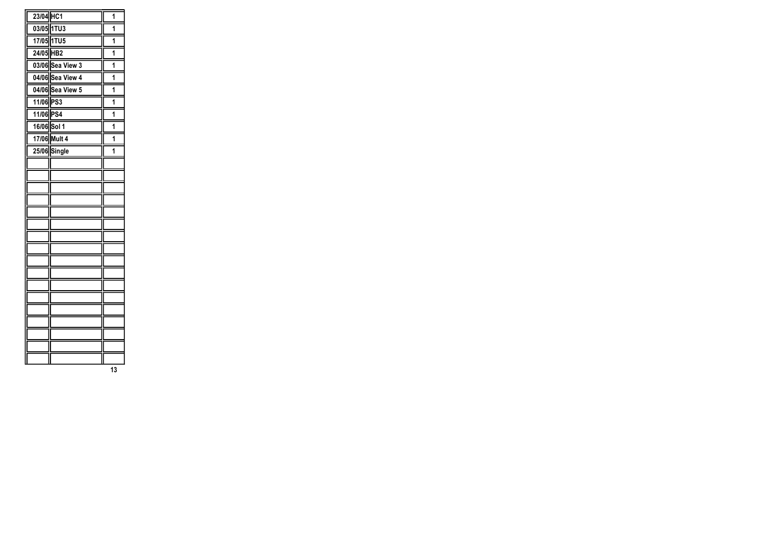| | | |
|---|---|---|
| 23/04 | HC1 | 1 |
| 03/05 | 1TU3 | 1 |
| 17/05 | 1TU5 | 1 |
| 24/05 | HB2 | 1 |
| 03/06 | Sea View 3 | 1 |
| 04/06 | Sea View 4 | 1 |
| 04/06 | Sea View 5 | 1 |
| 11/06 | PS3 | 1 |
| 11/06 | PS4 | 1 |
| 16/06 | Sol 1 | 1 |
| 17/06 | Mult 4 | 1 |
| 25/06 | Single | 1 |
| | | |
| | | |
| | | |
| | | |
| | | |
| | | |
| | | |
| | | |
| | | |
| | | |
| | | |
| | | |
| | | |
| | | |
| | | |
| | | |
| | | |
| | | 13 |